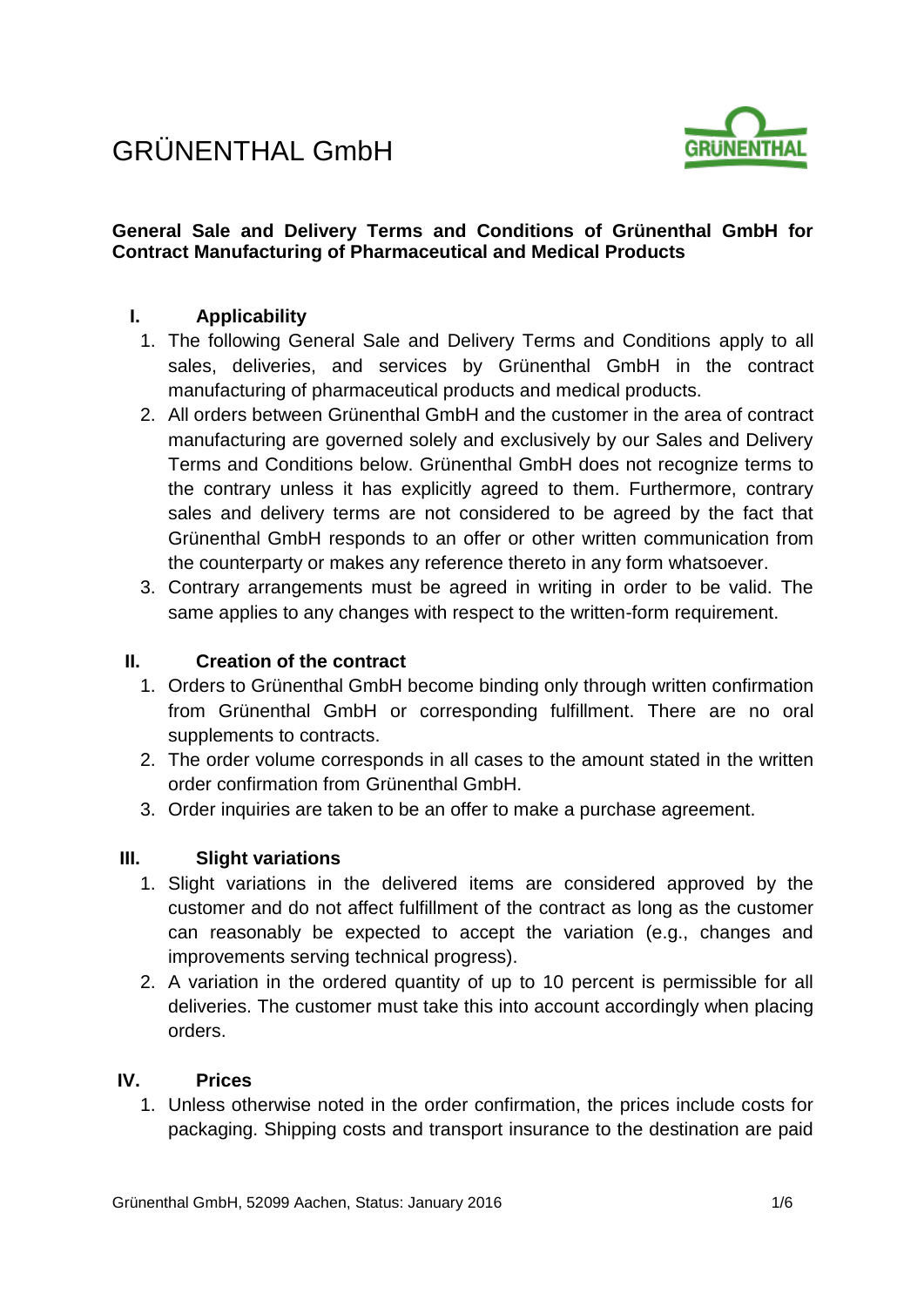# GRÜNENTHAL GmbH

**General Sale and Delivery Terms and Conditions of Grünenthal GmbH for Contract Manufacturing of Pharmaceutical and Medical Products**

## I. Applicability

1. The following General Sale and Delivery Terms and Conditions apply to all sales, deliveries, and services by Grünenthal GmbH in the contract manufacturing of pharmaceutical products and medical products.
2. All orders between Grünenthal GmbH and the customer in the area of contract manufacturing are governed solely and exclusively by our Sales and Delivery Terms and Conditions below. Grünenthal GmbH does not recognize terms to the contrary unless it has explicitly agreed to them. Furthermore, contrary sales and delivery terms are not considered to be agreed by the fact that Grünenthal GmbH responds to an offer or other written communication from the counterparty or makes any reference thereto in any form whatsoever.
3. Contrary arrangements must be agreed in writing in order to be valid. The same applies to any changes with respect to the written-form requirement.

## II. Creation of the contract

1. Orders to Grünenthal GmbH become binding only through written confirmation from Grünenthal GmbH or corresponding fulfillment. There are no oral supplements to contracts.
2. The order volume corresponds in all cases to the amount stated in the written order confirmation from Grünenthal GmbH.
3. Order inquiries are taken to be an offer to make a purchase agreement.

## III. Slight variations

1. Slight variations in the delivered items are considered approved by the customer and do not affect fulfillment of the contract as long as the customer can reasonably be expected to accept the variation (e.g., changes and improvements serving technical progress).
2. A variation in the ordered quantity of up to 10 percent is permissible for all deliveries. The customer must take this into account accordingly when placing orders.

## IV. Prices

1. Unless otherwise noted in the order confirmation, the prices include costs for packaging. Shipping costs and transport insurance to the destination are paid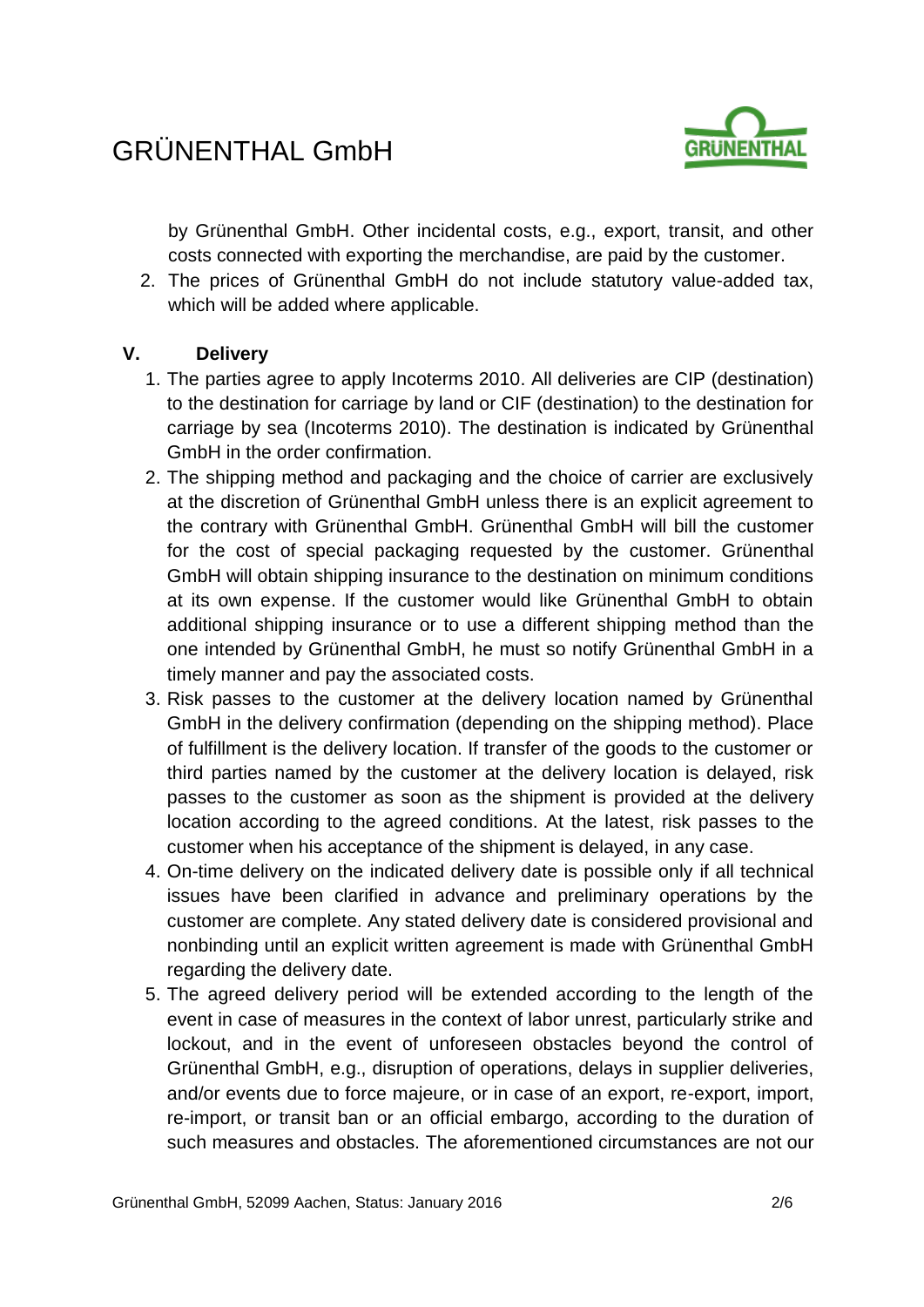by Grünenthal GmbH. Other incidental costs, e.g., export, transit, and other costs connected with exporting the merchandise, are paid by the customer.

2. The prices of Grünenthal GmbH do not include statutory value-added tax, which will be added where applicable.

## V. Delivery

1. The parties agree to apply Incoterms 2010. All deliveries are CIP (destination) to the destination for carriage by land or CIF (destination) to the destination for carriage by sea (Incoterms 2010). The destination is indicated by Grünenthal GmbH in the order confirmation.
2. The shipping method and packaging and the choice of carrier are exclusively at the discretion of Grünenthal GmbH unless there is an explicit agreement to the contrary with Grünenthal GmbH. Grünenthal GmbH will bill the customer for the cost of special packaging requested by the customer. Grünenthal GmbH will obtain shipping insurance to the destination on minimum conditions at its own expense. If the customer would like Grünenthal GmbH to obtain additional shipping insurance or to use a different shipping method than the one intended by Grünenthal GmbH, he must so notify Grünenthal GmbH in a timely manner and pay the associated costs.
3. Risk passes to the customer at the delivery location named by Grünenthal GmbH in the delivery confirmation (depending on the shipping method). Place of fulfillment is the delivery location. If transfer of the goods to the customer or third parties named by the customer at the delivery location is delayed, risk passes to the customer as soon as the shipment is provided at the delivery location according to the agreed conditions. At the latest, risk passes to the customer when his acceptance of the shipment is delayed, in any case.
4. On-time delivery on the indicated delivery date is possible only if all technical issues have been clarified in advance and preliminary operations by the customer are complete. Any stated delivery date is considered provisional and nonbinding until an explicit written agreement is made with Grünenthal GmbH regarding the delivery date.
5. The agreed delivery period will be extended according to the length of the event in case of measures in the context of labor unrest, particularly strike and lockout, and in the event of unforeseen obstacles beyond the control of Grünenthal GmbH, e.g., disruption of operations, delays in supplier deliveries, and/or events due to force majeure, or in case of an export, re-export, import, re-import, or transit ban or an official embargo, according to the duration of such measures and obstacles. The aforementioned circumstances are not our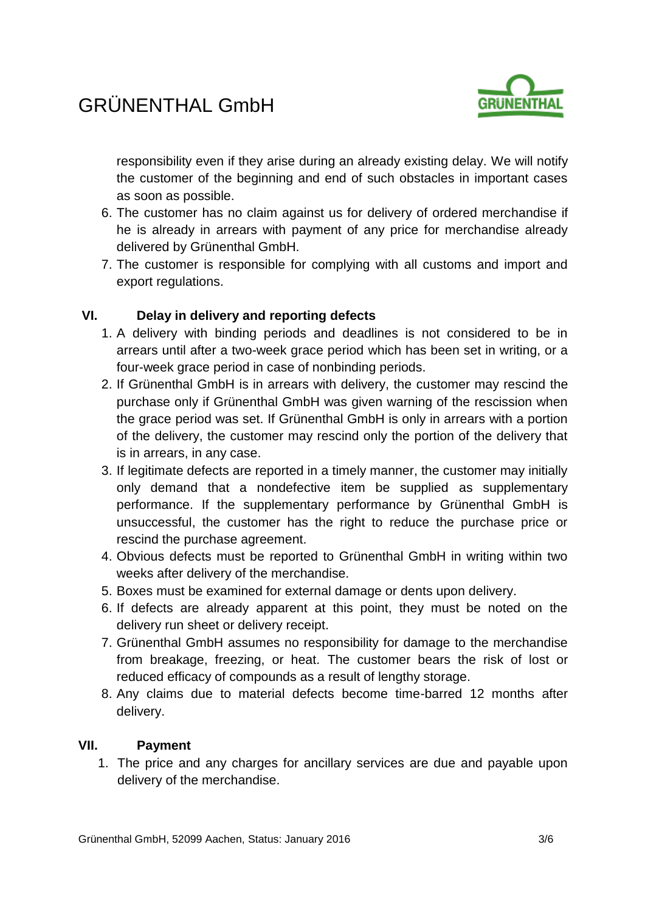responsibility even if they arise during an already existing delay. We will notify the customer of the beginning and end of such obstacles in important cases as soon as possible.

6. The customer has no claim against us for delivery of ordered merchandise if he is already in arrears with payment of any price for merchandise already delivered by Grünenthal GmbH.
7. The customer is responsible for complying with all customs and import and export regulations.

## VI. Delay in delivery and reporting defects

1. A delivery with binding periods and deadlines is not considered to be in arrears until after a two-week grace period which has been set in writing, or a four-week grace period in case of nonbinding periods.
2. If Grünenthal GmbH is in arrears with delivery, the customer may rescind the purchase only if Grünenthal GmbH was given warning of the rescission when the grace period was set. If Grünenthal GmbH is only in arrears with a portion of the delivery, the customer may rescind only the portion of the delivery that is in arrears, in any case.
3. If legitimate defects are reported in a timely manner, the customer may initially only demand that a nondefective item be supplied as supplementary performance. If the supplementary performance by Grünenthal GmbH is unsuccessful, the customer has the right to reduce the purchase price or rescind the purchase agreement.
4. Obvious defects must be reported to Grünenthal GmbH in writing within two weeks after delivery of the merchandise.
5. Boxes must be examined for external damage or dents upon delivery.
6. If defects are already apparent at this point, they must be noted on the delivery run sheet or delivery receipt.
7. Grünenthal GmbH assumes no responsibility for damage to the merchandise from breakage, freezing, or heat. The customer bears the risk of lost or reduced efficacy of compounds as a result of lengthy storage.
8. Any claims due to material defects become time-barred 12 months after delivery.

## VII. Payment

1. The price and any charges for ancillary services are due and payable upon delivery of the merchandise.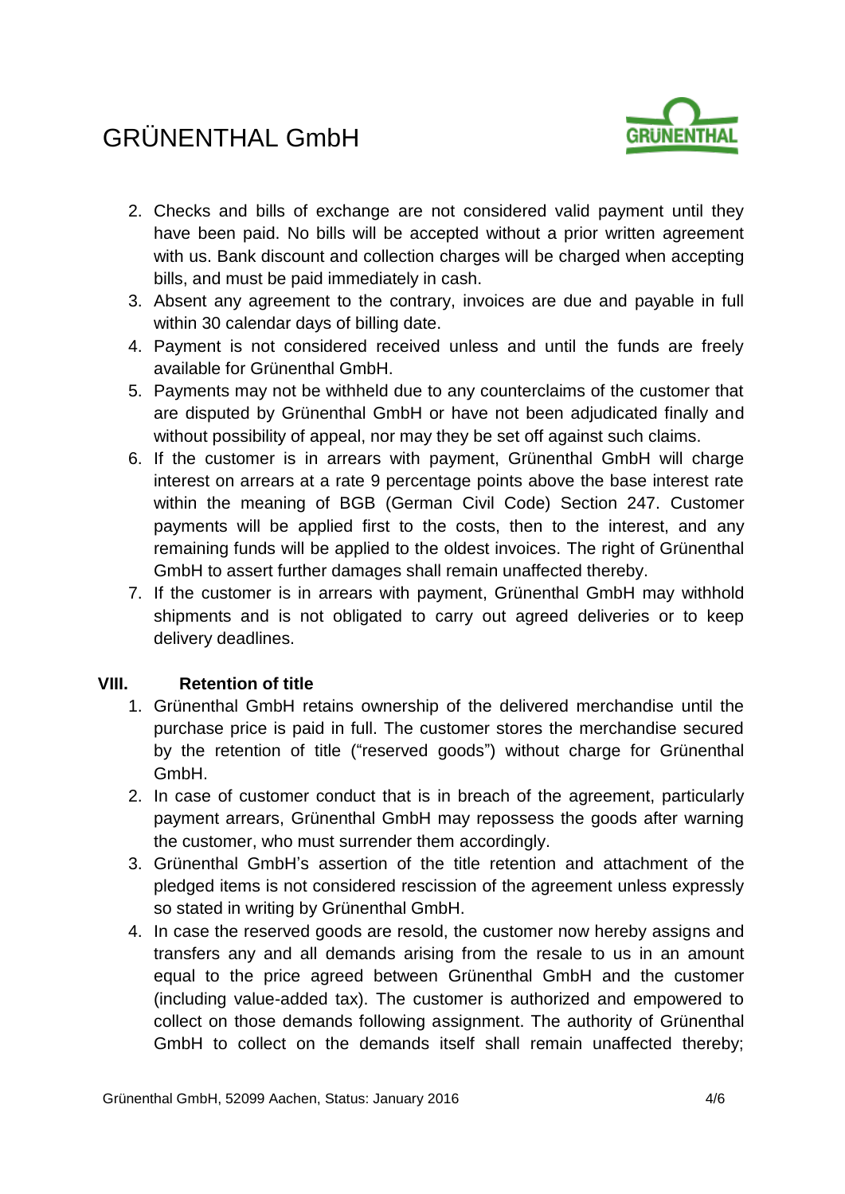2. Checks and bills of exchange are not considered valid payment until they have been paid. No bills will be accepted without a prior written agreement with us. Bank discount and collection charges will be charged when accepting bills, and must be paid immediately in cash.
3. Absent any agreement to the contrary, invoices are due and payable in full within 30 calendar days of billing date.
4. Payment is not considered received unless and until the funds are freely available for Grünenthal GmbH.
5. Payments may not be withheld due to any counterclaims of the customer that are disputed by Grünenthal GmbH or have not been adjudicated finally and without possibility of appeal, nor may they be set off against such claims.
6. If the customer is in arrears with payment, Grünenthal GmbH will charge interest on arrears at a rate 9 percentage points above the base interest rate within the meaning of BGB (German Civil Code) Section 247. Customer payments will be applied first to the costs, then to the interest, and any remaining funds will be applied to the oldest invoices. The right of Grünenthal GmbH to assert further damages shall remain unaffected thereby.
7. If the customer is in arrears with payment, Grünenthal GmbH may withhold shipments and is not obligated to carry out agreed deliveries or to keep delivery deadlines.

## VIII. Retention of title

1. Grünenthal GmbH retains ownership of the delivered merchandise until the purchase price is paid in full. The customer stores the merchandise secured by the retention of title ("reserved goods") without charge for Grünenthal GmbH.
2. In case of customer conduct that is in breach of the agreement, particularly payment arrears, Grünenthal GmbH may repossess the goods after warning the customer, who must surrender them accordingly.
3. Grünenthal GmbH's assertion of the title retention and attachment of the pledged items is not considered rescission of the agreement unless expressly so stated in writing by Grünenthal GmbH.
4. In case the reserved goods are resold, the customer now hereby assigns and transfers any and all demands arising from the resale to us in an amount equal to the price agreed between Grünenthal GmbH and the customer (including value-added tax). The customer is authorized and empowered to collect on those demands following assignment. The authority of Grünenthal GmbH to collect on the demands itself shall remain unaffected thereby;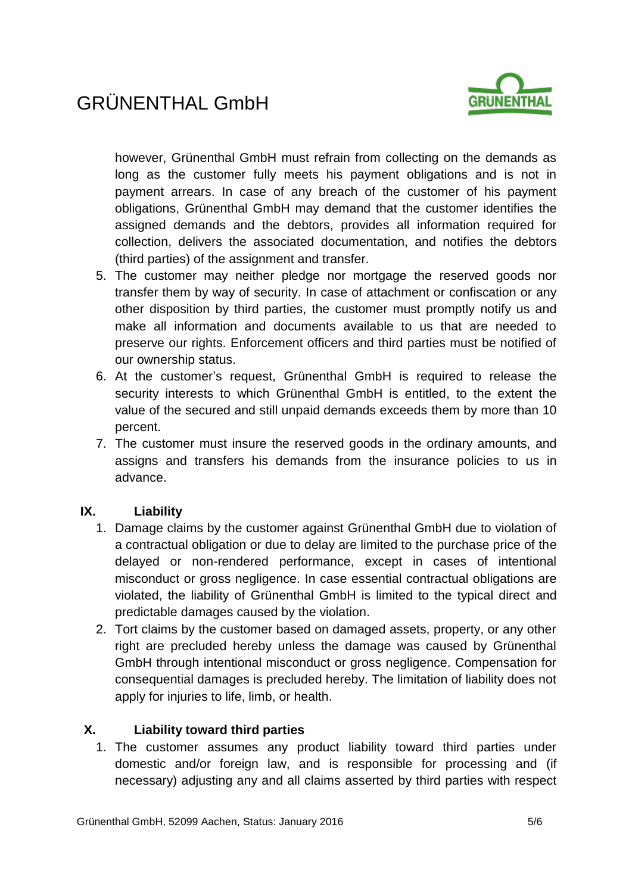however, Grünenthal GmbH must refrain from collecting on the demands as long as the customer fully meets his payment obligations and is not in payment arrears. In case of any breach of the customer of his payment obligations, Grünenthal GmbH may demand that the customer identifies the assigned demands and the debtors, provides all information required for collection, delivers the associated documentation, and notifies the debtors (third parties) of the assignment and transfer.

5. The customer may neither pledge nor mortgage the reserved goods nor transfer them by way of security. In case of attachment or confiscation or any other disposition by third parties, the customer must promptly notify us and make all information and documents available to us that are needed to preserve our rights. Enforcement officers and third parties must be notified of our ownership status.
6. At the customer's request, Grünenthal GmbH is required to release the security interests to which Grünenthal GmbH is entitled, to the extent the value of the secured and still unpaid demands exceeds them by more than 10 percent.
7. The customer must insure the reserved goods in the ordinary amounts, and assigns and transfers his demands from the insurance policies to us in advance.

## IX. Liability

1. Damage claims by the customer against Grünenthal GmbH due to violation of a contractual obligation or due to delay are limited to the purchase price of the delayed or non-rendered performance, except in cases of intentional misconduct or gross negligence. In case essential contractual obligations are violated, the liability of Grünenthal GmbH is limited to the typical direct and predictable damages caused by the violation.
2. Tort claims by the customer based on damaged assets, property, or any other right are precluded hereby unless the damage was caused by Grünenthal GmbH through intentional misconduct or gross negligence. Compensation for consequential damages is precluded hereby. The limitation of liability does not apply for injuries to life, limb, or health.

## X. Liability toward third parties

1. The customer assumes any product liability toward third parties under domestic and/or foreign law, and is responsible for processing and (if necessary) adjusting any and all claims asserted by third parties with respect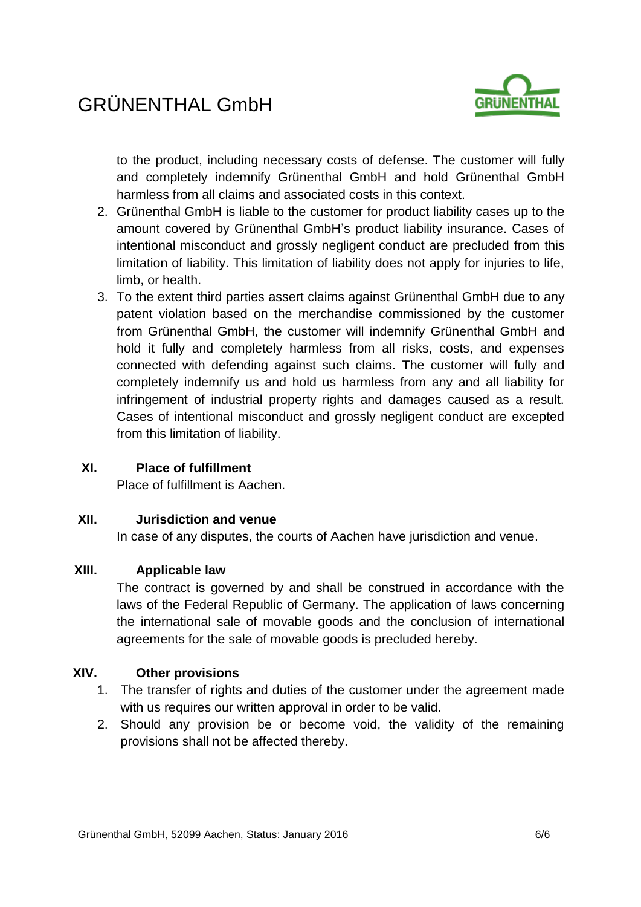to the product, including necessary costs of defense. The customer will fully and completely indemnify Grünenthal GmbH and hold Grünenthal GmbH harmless from all claims and associated costs in this context.

2. Grünenthal GmbH is liable to the customer for product liability cases up to the amount covered by Grünenthal GmbH's product liability insurance. Cases of intentional misconduct and grossly negligent conduct are precluded from this limitation of liability. This limitation of liability does not apply for injuries to life, limb, or health.
3. To the extent third parties assert claims against Grünenthal GmbH due to any patent violation based on the merchandise commissioned by the customer from Grünenthal GmbH, the customer will indemnify Grünenthal GmbH and hold it fully and completely harmless from all risks, costs, and expenses connected with defending against such claims. The customer will fully and completely indemnify us and hold us harmless from any and all liability for infringement of industrial property rights and damages caused as a result. Cases of intentional misconduct and grossly negligent conduct are excepted from this limitation of liability.

## XI. Place of fulfillment

Place of fulfillment is Aachen.

## XII. Jurisdiction and venue

In case of any disputes, the courts of Aachen have jurisdiction and venue.

## XIII. Applicable law

The contract is governed by and shall be construed in accordance with the laws of the Federal Republic of Germany. The application of laws concerning the international sale of movable goods and the conclusion of international agreements for the sale of movable goods is precluded hereby.

## XIV. Other provisions

1. The transfer of rights and duties of the customer under the agreement made with us requires our written approval in order to be valid.
2. Should any provision be or become void, the validity of the remaining provisions shall not be affected thereby.